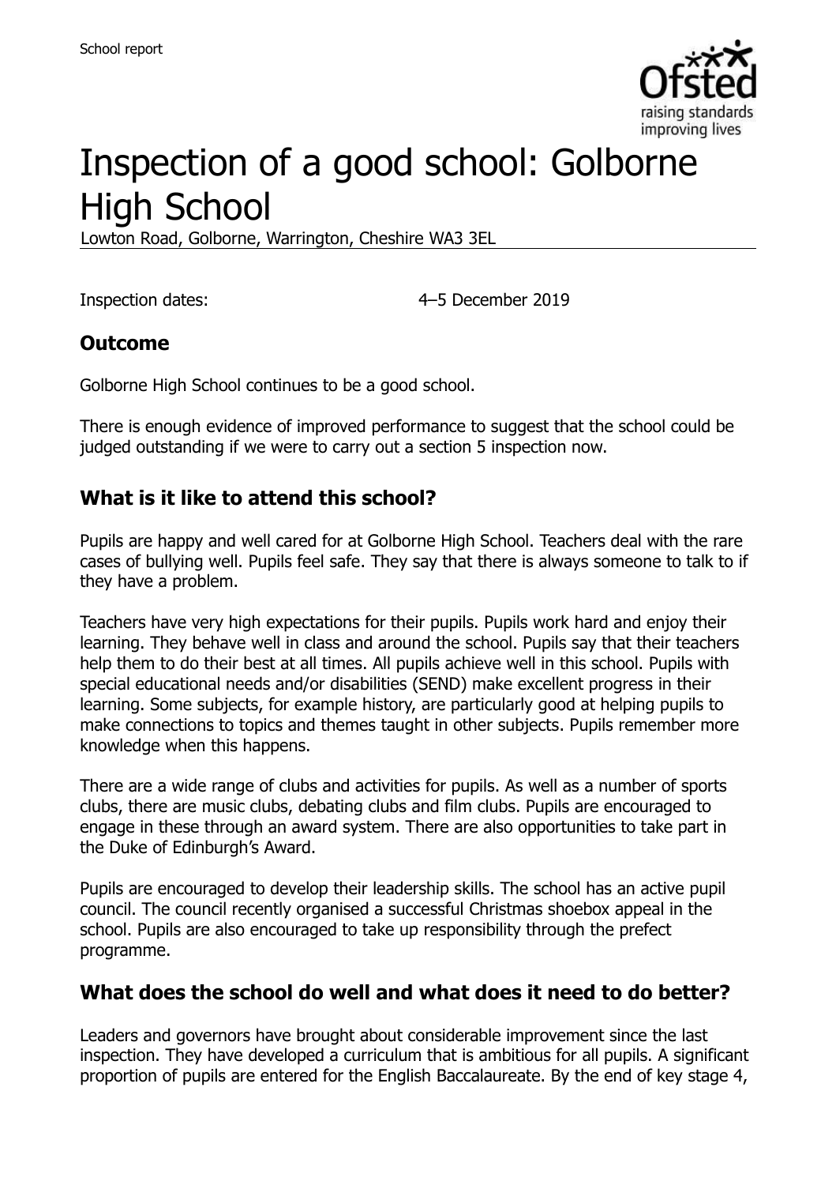School report

# Inspection of a good school: Golborne High School

Lowton Road, Golborne, Warrington, Cheshire WA3 3EL

Inspection dates: 4–5 December 2019

## Outcome

Golborne High School continues to be a good school.

There is enough evidence of improved performance to suggest that the school could be judged outstanding if we were to carry out a section 5 inspection now.

## What is it like to attend this school?

Pupils are happy and well cared for at Golborne High School. Teachers deal with the rare cases of bullying well. Pupils feel safe. They say that there is always someone to talk to if they have a problem.

Teachers have very high expectations for their pupils. Pupils work hard and enjoy their learning. They behave well in class and around the school. Pupils say that their teachers help them to do their best at all times. All pupils achieve well in this school. Pupils with special educational needs and/or disabilities (SEND) make excellent progress in their learning. Some subjects, for example history, are particularly good at helping pupils to make connections to topics and themes taught in other subjects. Pupils remember more knowledge when this happens.

There are a wide range of clubs and activities for pupils. As well as a number of sports clubs, there are music clubs, debating clubs and film clubs. Pupils are encouraged to engage in these through an award system. There are also opportunities to take part in the Duke of Edinburgh's Award.

Pupils are encouraged to develop their leadership skills. The school has an active pupil council. The council recently organised a successful Christmas shoebox appeal in the school. Pupils are also encouraged to take up responsibility through the prefect programme.

## What does the school do well and what does it need to do better?

Leaders and governors have brought about considerable improvement since the last inspection. They have developed a curriculum that is ambitious for all pupils. A significant proportion of pupils are entered for the English Baccalaureate. By the end of key stage 4,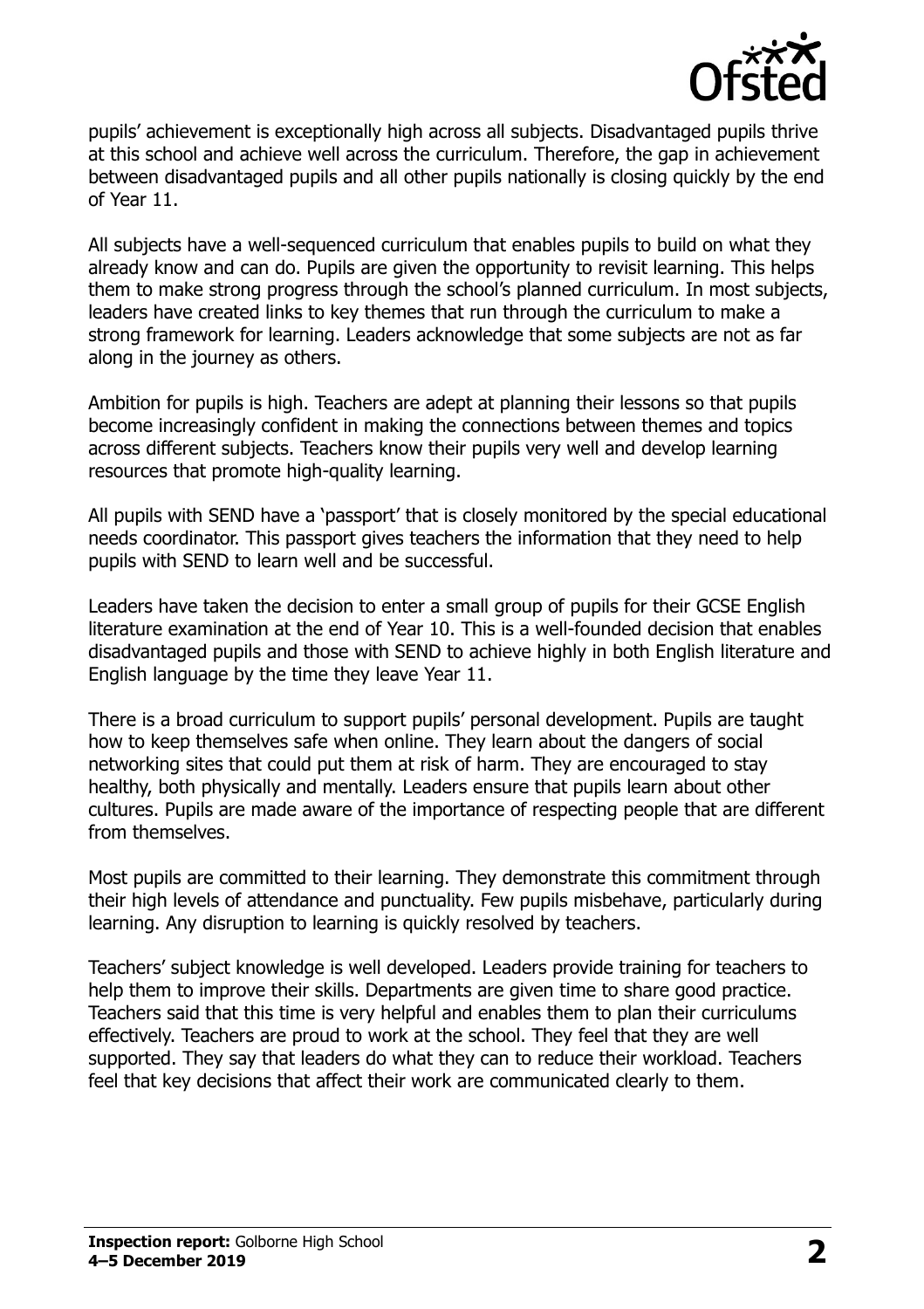pupils' achievement is exceptionally high across all subjects. Disadvantaged pupils thrive at this school and achieve well across the curriculum. Therefore, the gap in achievement between disadvantaged pupils and all other pupils nationally is closing quickly by the end of Year 11.

All subjects have a well-sequenced curriculum that enables pupils to build on what they already know and can do. Pupils are given the opportunity to revisit learning. This helps them to make strong progress through the school's planned curriculum. In most subjects, leaders have created links to key themes that run through the curriculum to make a strong framework for learning. Leaders acknowledge that some subjects are not as far along in the journey as others.

Ambition for pupils is high. Teachers are adept at planning their lessons so that pupils become increasingly confident in making the connections between themes and topics across different subjects. Teachers know their pupils very well and develop learning resources that promote high-quality learning.

All pupils with SEND have a 'passport' that is closely monitored by the special educational needs coordinator. This passport gives teachers the information that they need to help pupils with SEND to learn well and be successful.

Leaders have taken the decision to enter a small group of pupils for their GCSE English literature examination at the end of Year 10. This is a well-founded decision that enables disadvantaged pupils and those with SEND to achieve highly in both English literature and English language by the time they leave Year 11.

There is a broad curriculum to support pupils' personal development. Pupils are taught how to keep themselves safe when online. They learn about the dangers of social networking sites that could put them at risk of harm. They are encouraged to stay healthy, both physically and mentally. Leaders ensure that pupils learn about other cultures. Pupils are made aware of the importance of respecting people that are different from themselves.

Most pupils are committed to their learning. They demonstrate this commitment through their high levels of attendance and punctuality. Few pupils misbehave, particularly during learning. Any disruption to learning is quickly resolved by teachers.

Teachers' subject knowledge is well developed. Leaders provide training for teachers to help them to improve their skills. Departments are given time to share good practice. Teachers said that this time is very helpful and enables them to plan their curriculums effectively. Teachers are proud to work at the school. They feel that they are well supported. They say that leaders do what they can to reduce their workload. Teachers feel that key decisions that affect their work are communicated clearly to them.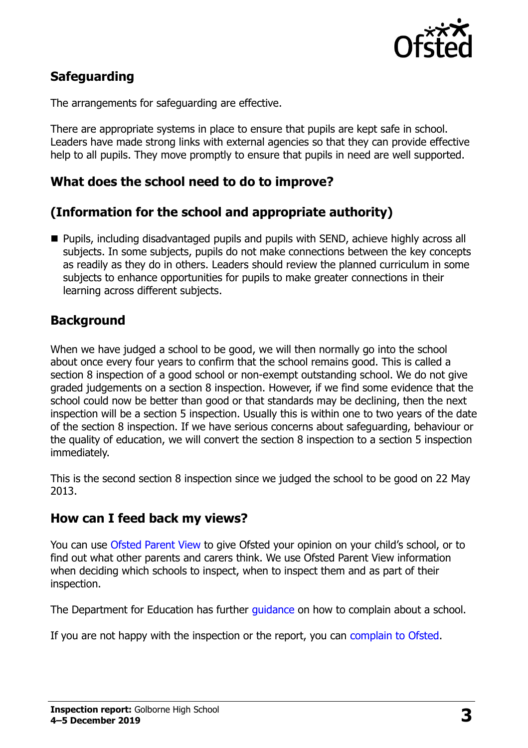## Safeguarding

The arrangements for safeguarding are effective.

There are appropriate systems in place to ensure that pupils are kept safe in school. Leaders have made strong links with external agencies so that they can provide effective help to all pupils. They move promptly to ensure that pupils in need are well supported.

## What does the school need to do to improve?

## (Information for the school and appropriate authority)

- Pupils, including disadvantaged pupils and pupils with SEND, achieve highly across all subjects. In some subjects, pupils do not make connections between the key concepts as readily as they do in others. Leaders should review the planned curriculum in some subjects to enhance opportunities for pupils to make greater connections in their learning across different subjects.

## Background

When we have judged a school to be good, we will then normally go into the school about once every four years to confirm that the school remains good. This is called a section 8 inspection of a good school or non-exempt outstanding school. We do not give graded judgements on a section 8 inspection. However, if we find some evidence that the school could now be better than good or that standards may be declining, then the next inspection will be a section 5 inspection. Usually this is within one to two years of the date of the section 8 inspection. If we have serious concerns about safeguarding, behaviour or the quality of education, we will convert the section 8 inspection to a section 5 inspection immediately.

This is the second section 8 inspection since we judged the school to be good on 22 May 2013.

## How can I feed back my views?

You can use Ofsted Parent View to give Ofsted your opinion on your child's school, or to find out what other parents and carers think. We use Ofsted Parent View information when deciding which schools to inspect, when to inspect them and as part of their inspection.

The Department for Education has further guidance on how to complain about a school.

If you are not happy with the inspection or the report, you can complain to Ofsted.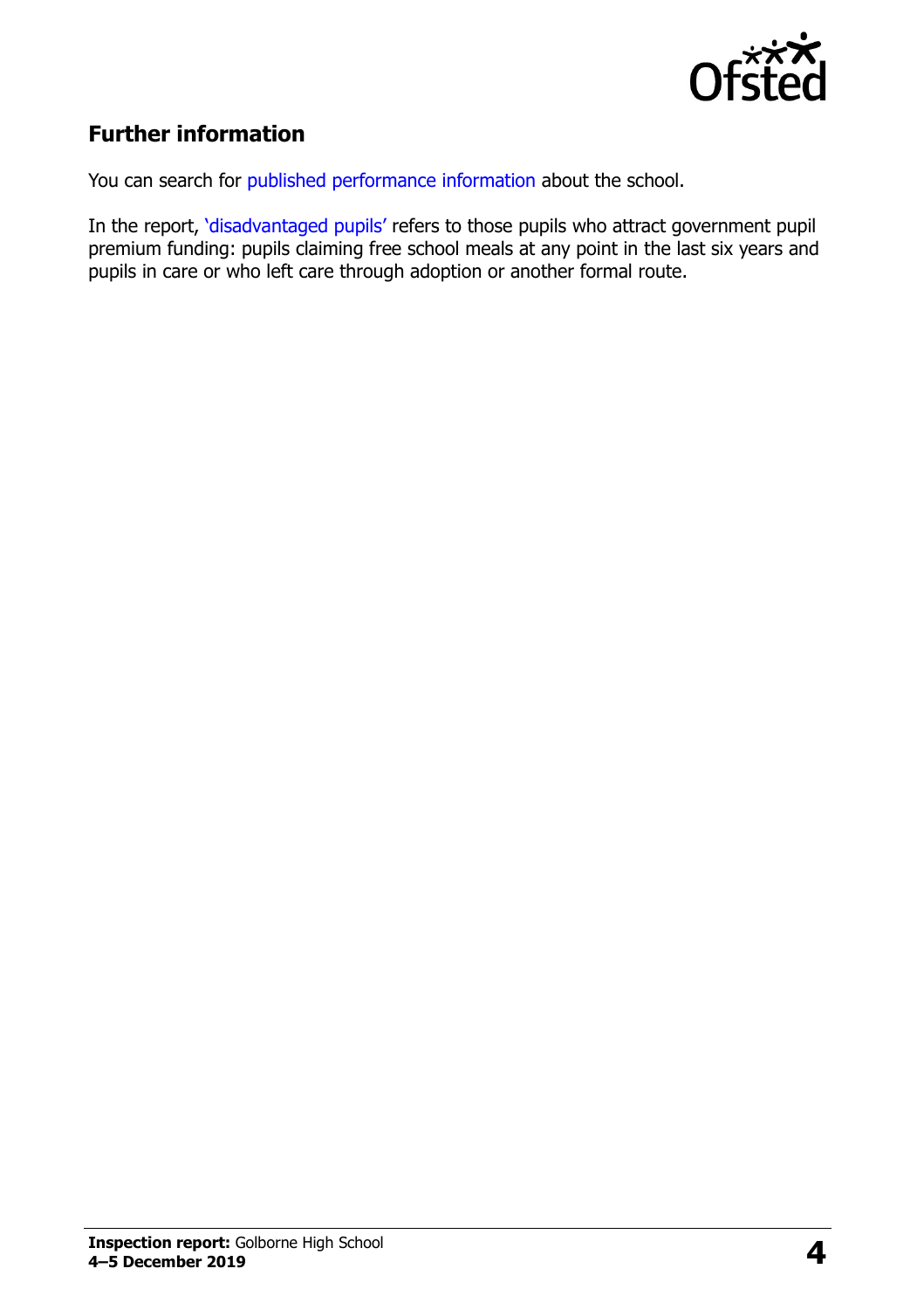## Further information

You can search for published performance information about the school.

In the report, 'disadvantaged pupils' refers to those pupils who attract government pupil premium funding: pupils claiming free school meals at any point in the last six years and pupils in care or who left care through adoption or another formal route.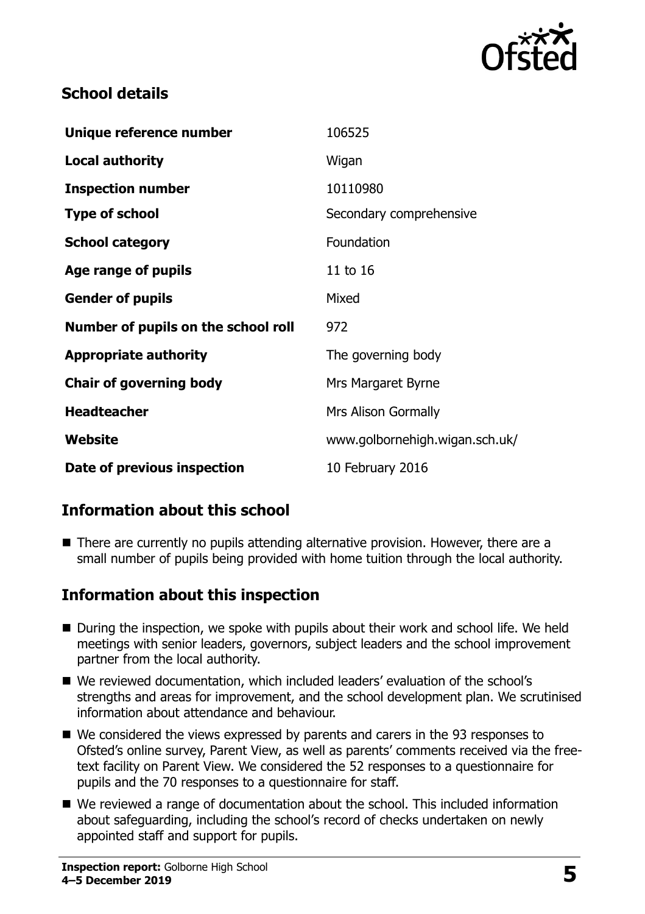## School details

| Unique reference number | 106525 |
|---|---|
| **Local authority** | Wigan |
| **Inspection number** | 10110980 |
| **Type of school** | Secondary comprehensive |
| **School category** | Foundation |
| **Age range of pupils** | 11 to 16 |
| **Gender of pupils** | Mixed |
| **Number of pupils on the school roll** | 972 |
| **Appropriate authority** | The governing body |
| **Chair of governing body** | Mrs Margaret Byrne |
| **Headteacher** | Mrs Alison Gormally |
| **Website** | www.golbornehigh.wigan.sch.uk/ |
| **Date of previous inspection** | 10 February 2016 |

## Information about this school

- There are currently no pupils attending alternative provision. However, there are a small number of pupils being provided with home tuition through the local authority.

## Information about this inspection

- During the inspection, we spoke with pupils about their work and school life. We held meetings with senior leaders, governors, subject leaders and the school improvement partner from the local authority.
- We reviewed documentation, which included leaders' evaluation of the school's strengths and areas for improvement, and the school development plan. We scrutinised information about attendance and behaviour.
- We considered the views expressed by parents and carers in the 93 responses to Ofsted's online survey, Parent View, as well as parents' comments received via the free-text facility on Parent View. We considered the 52 responses to a questionnaire for pupils and the 70 responses to a questionnaire for staff.
- We reviewed a range of documentation about the school. This included information about safeguarding, including the school's record of checks undertaken on newly appointed staff and support for pupils.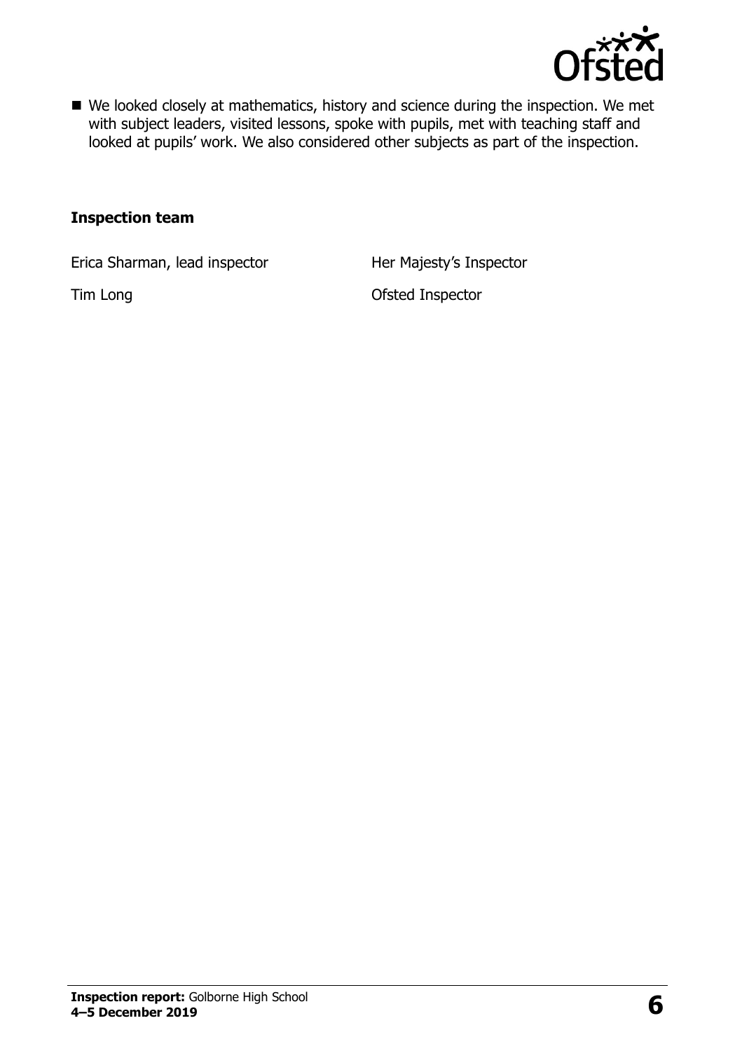- We looked closely at mathematics, history and science during the inspection. We met with subject leaders, visited lessons, spoke with pupils, met with teaching staff and looked at pupils' work. We also considered other subjects as part of the inspection.

### Inspection team

| | |
|---|---|
| Erica Sharman, lead inspector | Her Majesty's Inspector |
| Tim Long | Ofsted Inspector |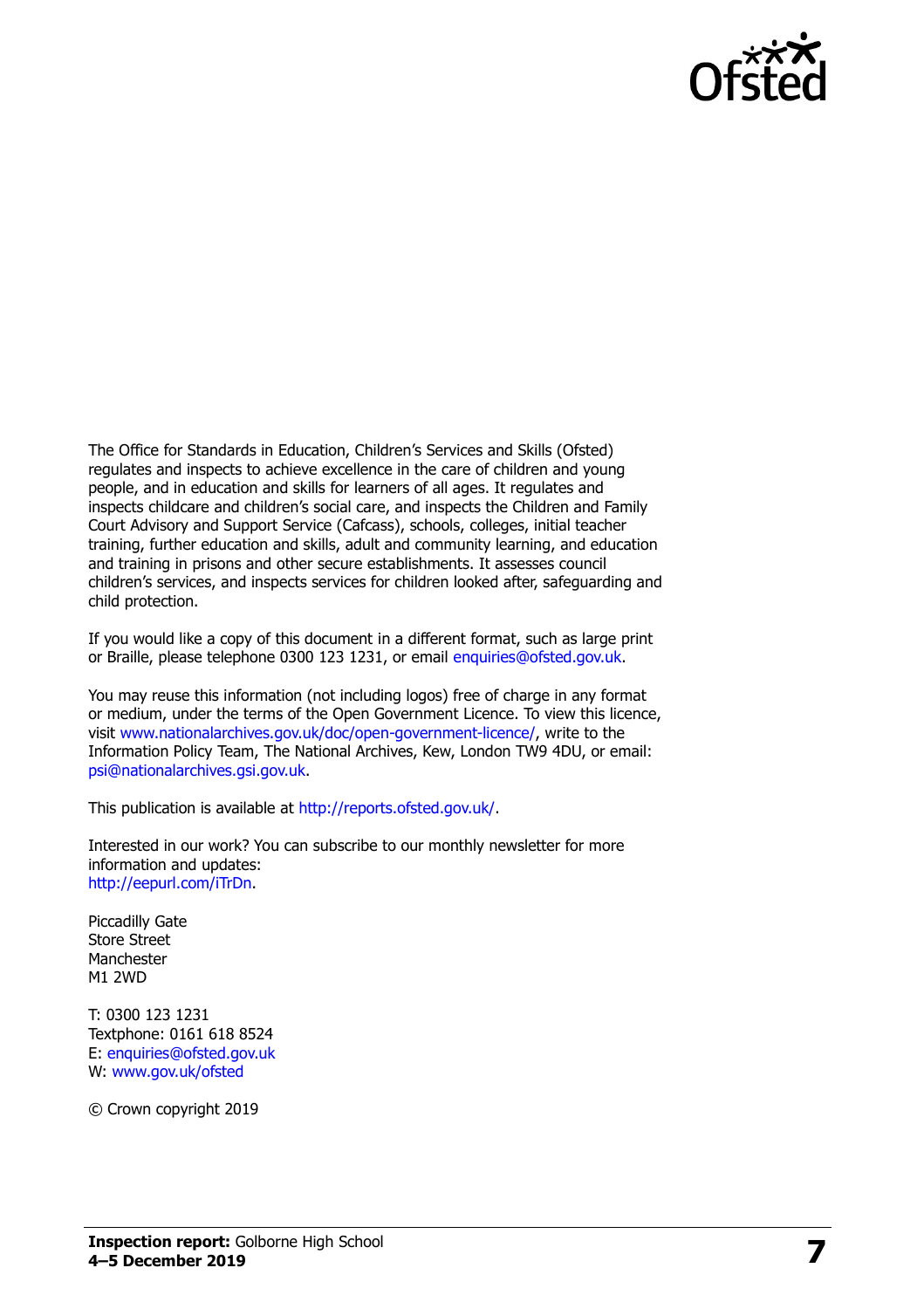The Office for Standards in Education, Children's Services and Skills (Ofsted) regulates and inspects to achieve excellence in the care of children and young people, and in education and skills for learners of all ages. It regulates and inspects childcare and children's social care, and inspects the Children and Family Court Advisory and Support Service (Cafcass), schools, colleges, initial teacher training, further education and skills, adult and community learning, and education and training in prisons and other secure establishments. It assesses council children's services, and inspects services for children looked after, safeguarding and child protection.

If you would like a copy of this document in a different format, such as large print or Braille, please telephone 0300 123 1231, or email enquiries@ofsted.gov.uk.

You may reuse this information (not including logos) free of charge in any format or medium, under the terms of the Open Government Licence. To view this licence, visit www.nationalarchives.gov.uk/doc/open-government-licence/, write to the Information Policy Team, The National Archives, Kew, London TW9 4DU, or email: psi@nationalarchives.gsi.gov.uk.

This publication is available at http://reports.ofsted.gov.uk/.

Interested in our work? You can subscribe to our monthly newsletter for more information and updates:
http://eepurl.com/iTrDn.

Piccadilly Gate
Store Street
Manchester
M1 2WD

T: 0300 123 1231
Textphone: 0161 618 8524
E: enquiries@ofsted.gov.uk
W: www.gov.uk/ofsted

© Crown copyright 2019